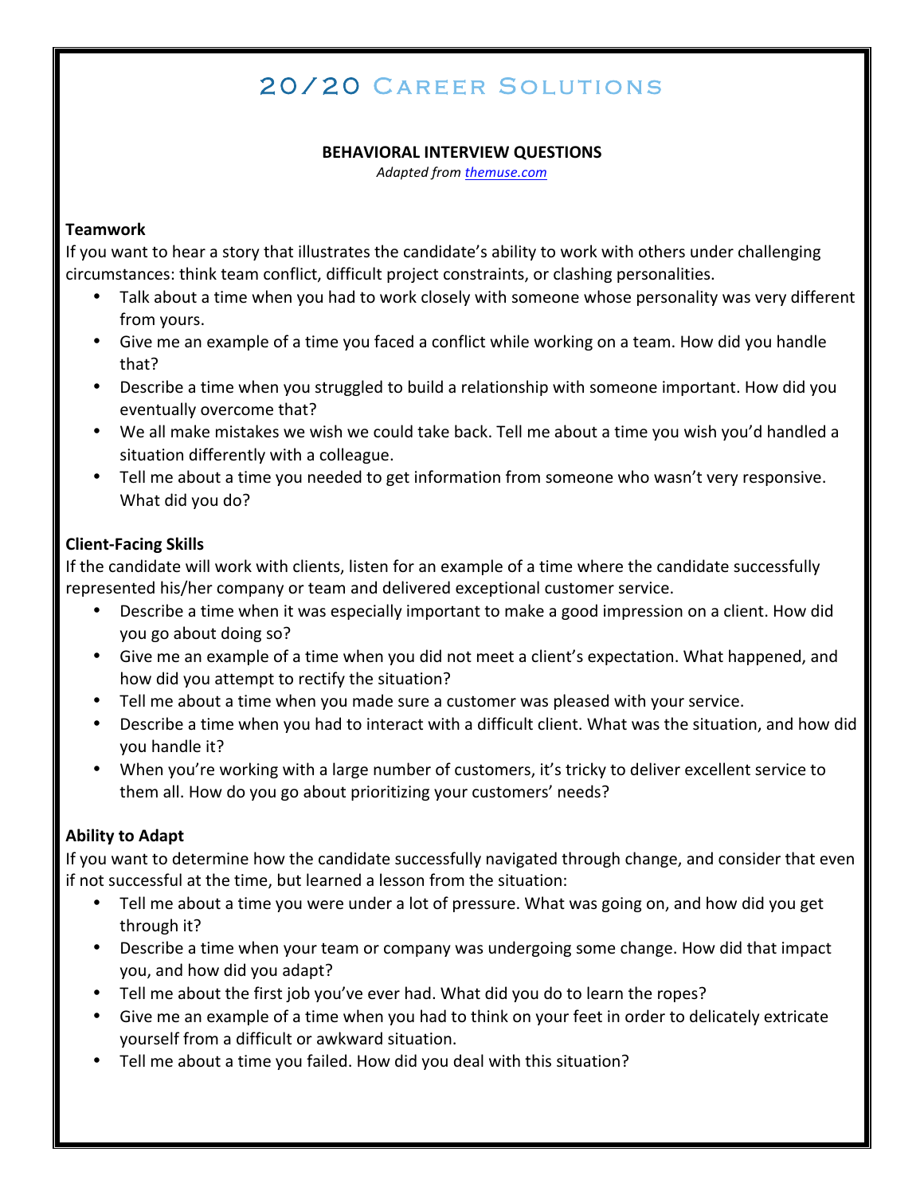# 20/20 Career Solutions

## BEHAVIORAL INTERVIEW QUESTIONS

*Adapted from [themuse.com](themuse.com)*

**Teamwork**

If you want to hear a story that illustrates the candidate's ability to work with others under challenging circumstances: think team conflict, difficult project constraints, or clashing personalities.

- Talk about a time when you had to work closely with someone whose personality was very different from yours.
- Give me an example of a time you faced a conflict while working on a team. How did you handle that?
- Describe a time when you struggled to build a relationship with someone important. How did you eventually overcome that?
- We all make mistakes we wish we could take back. Tell me about a time you wish you'd handled a situation differently with a colleague.
- Tell me about a time you needed to get information from someone who wasn't very responsive. What did you do?

**Client-Facing Skills**

If the candidate will work with clients, listen for an example of a time where the candidate successfully represented his/her company or team and delivered exceptional customer service.

- Describe a time when it was especially important to make a good impression on a client. How did you go about doing so?
- Give me an example of a time when you did not meet a client's expectation. What happened, and how did you attempt to rectify the situation?
- Tell me about a time when you made sure a customer was pleased with your service.
- Describe a time when you had to interact with a difficult client. What was the situation, and how did you handle it?
- When you're working with a large number of customers, it's tricky to deliver excellent service to them all. How do you go about prioritizing your customers' needs?

**Ability to Adapt**

If you want to determine how the candidate successfully navigated through change, and consider that even if not successful at the time, but learned a lesson from the situation:

- Tell me about a time you were under a lot of pressure. What was going on, and how did you get through it?
- Describe a time when your team or company was undergoing some change. How did that impact you, and how did you adapt?
- Tell me about the first job you've ever had. What did you do to learn the ropes?
- Give me an example of a time when you had to think on your feet in order to delicately extricate yourself from a difficult or awkward situation.
- Tell me about a time you failed. How did you deal with this situation?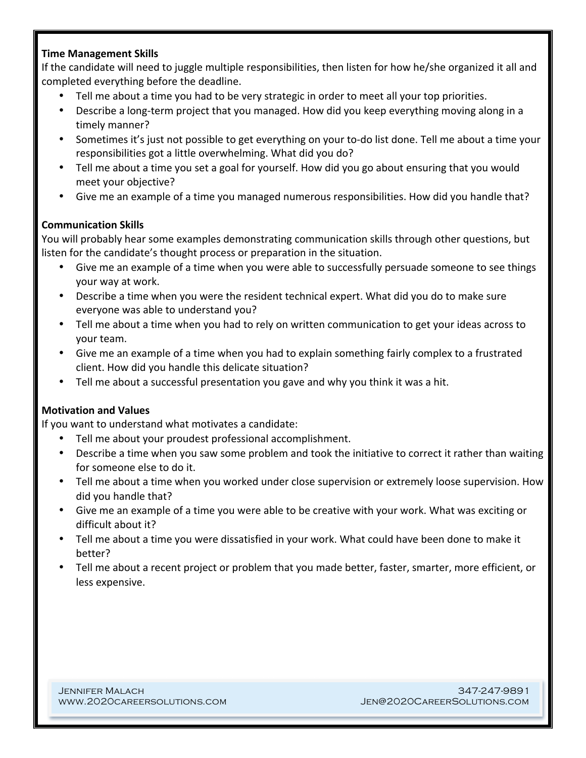**Time Management Skills**

If the candidate will need to juggle multiple responsibilities, then listen for how he/she organized it all and completed everything before the deadline.

- Tell me about a time you had to be very strategic in order to meet all your top priorities.
- Describe a long-term project that you managed. How did you keep everything moving along in a timely manner?
- Sometimes it's just not possible to get everything on your to-do list done. Tell me about a time your responsibilities got a little overwhelming. What did you do?
- Tell me about a time you set a goal for yourself. How did you go about ensuring that you would meet your objective?
- Give me an example of a time you managed numerous responsibilities. How did you handle that?

**Communication Skills**

You will probably hear some examples demonstrating communication skills through other questions, but listen for the candidate's thought process or preparation in the situation.

- Give me an example of a time when you were able to successfully persuade someone to see things your way at work.
- Describe a time when you were the resident technical expert. What did you do to make sure everyone was able to understand you?
- Tell me about a time when you had to rely on written communication to get your ideas across to your team.
- Give me an example of a time when you had to explain something fairly complex to a frustrated client. How did you handle this delicate situation?
- Tell me about a successful presentation you gave and why you think it was a hit.

**Motivation and Values**

If you want to understand what motivates a candidate:

- Tell me about your proudest professional accomplishment.
- Describe a time when you saw some problem and took the initiative to correct it rather than waiting for someone else to do it.
- Tell me about a time when you worked under close supervision or extremely loose supervision. How did you handle that?
- Give me an example of a time you were able to be creative with your work. What was exciting or difficult about it?
- Tell me about a time you were dissatisfied in your work. What could have been done to make it better?
- Tell me about a recent project or problem that you made better, faster, smarter, more efficient, or less expensive.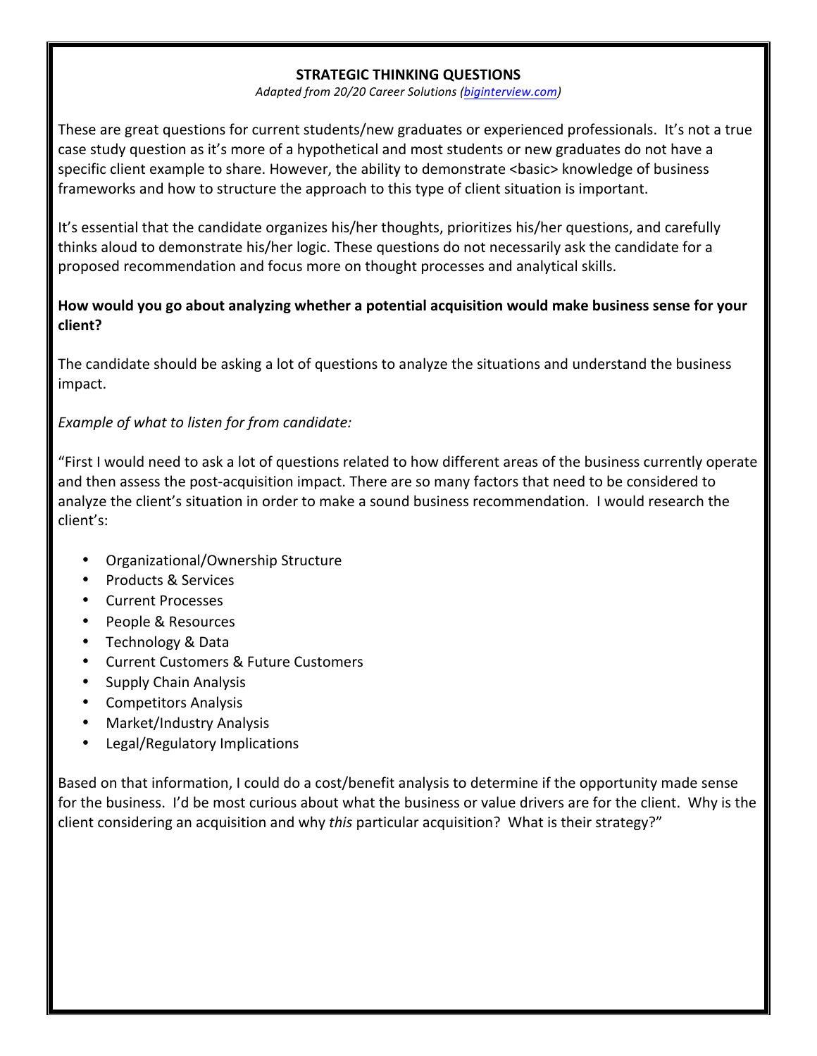## STRATEGIC THINKING QUESTIONS

*Adapted from 20/20 Career Solutions (biginterview.com)*

These are great questions for current students/new graduates or experienced professionals. It's not a true case study question as it's more of a hypothetical and most students or new graduates do not have a specific client example to share. However, the ability to demonstrate <basic> knowledge of business frameworks and how to structure the approach to this type of client situation is important.

It's essential that the candidate organizes his/her thoughts, prioritizes his/her questions, and carefully thinks aloud to demonstrate his/her logic. These questions do not necessarily ask the candidate for a proposed recommendation and focus more on thought processes and analytical skills.

**How would you go about analyzing whether a potential acquisition would make business sense for your client?**

The candidate should be asking a lot of questions to analyze the situations and understand the business impact.

*Example of what to listen for from candidate:*

"First I would need to ask a lot of questions related to how different areas of the business currently operate and then assess the post-acquisition impact. There are so many factors that need to be considered to analyze the client's situation in order to make a sound business recommendation. I would research the client's:

- Organizational/Ownership Structure
- Products & Services
- Current Processes
- People & Resources
- Technology & Data
- Current Customers & Future Customers
- Supply Chain Analysis
- Competitors Analysis
- Market/Industry Analysis
- Legal/Regulatory Implications

Based on that information, I could do a cost/benefit analysis to determine if the opportunity made sense for the business. I'd be most curious about what the business or value drivers are for the client. Why is the client considering an acquisition and why *this* particular acquisition? What is their strategy?"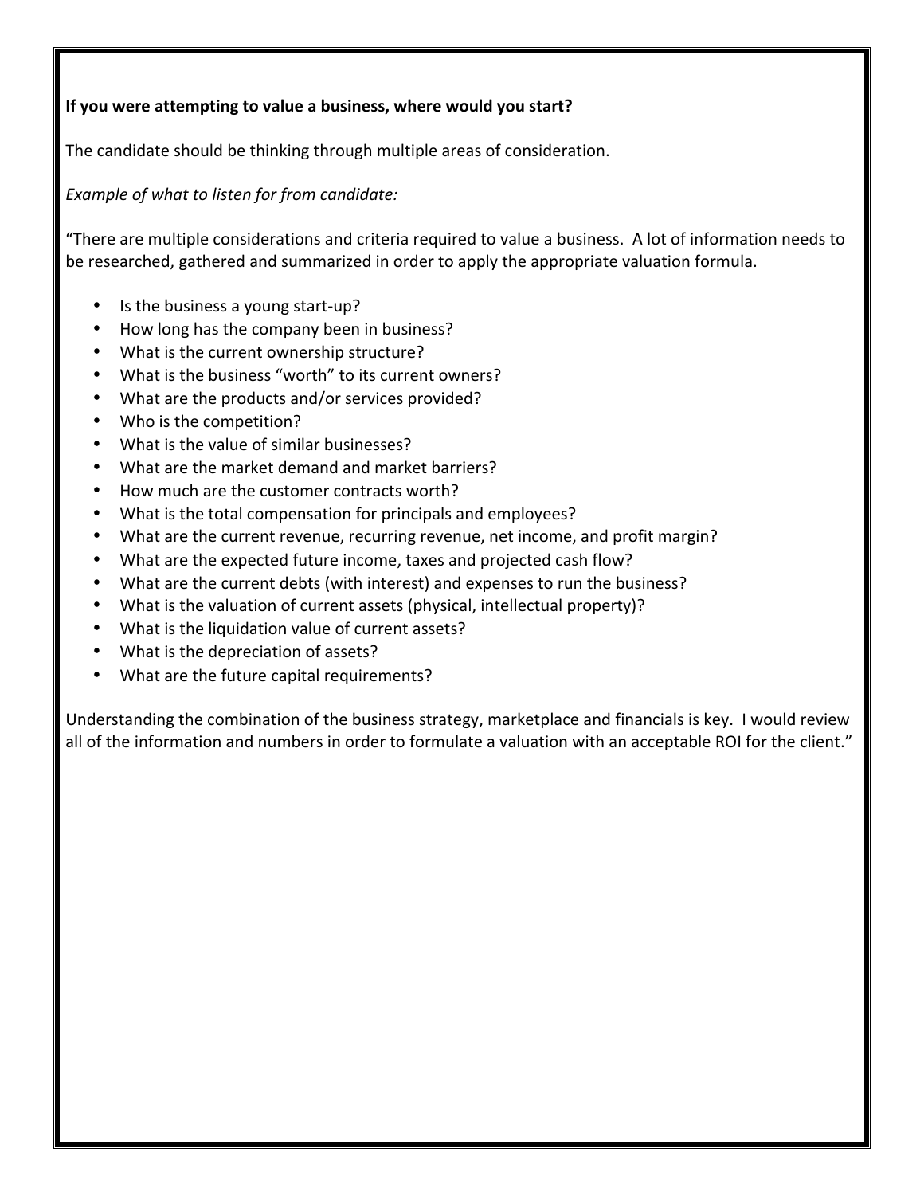**If you were attempting to value a business, where would you start?**

The candidate should be thinking through multiple areas of consideration.

*Example of what to listen for from candidate:*

"There are multiple considerations and criteria required to value a business. A lot of information needs to be researched, gathered and summarized in order to apply the appropriate valuation formula.

- Is the business a young start-up?
- How long has the company been in business?
- What is the current ownership structure?
- What is the business "worth" to its current owners?
- What are the products and/or services provided?
- Who is the competition?
- What is the value of similar businesses?
- What are the market demand and market barriers?
- How much are the customer contracts worth?
- What is the total compensation for principals and employees?
- What are the current revenue, recurring revenue, net income, and profit margin?
- What are the expected future income, taxes and projected cash flow?
- What are the current debts (with interest) and expenses to run the business?
- What is the valuation of current assets (physical, intellectual property)?
- What is the liquidation value of current assets?
- What is the depreciation of assets?
- What are the future capital requirements?

Understanding the combination of the business strategy, marketplace and financials is key. I would review all of the information and numbers in order to formulate a valuation with an acceptable ROI for the client."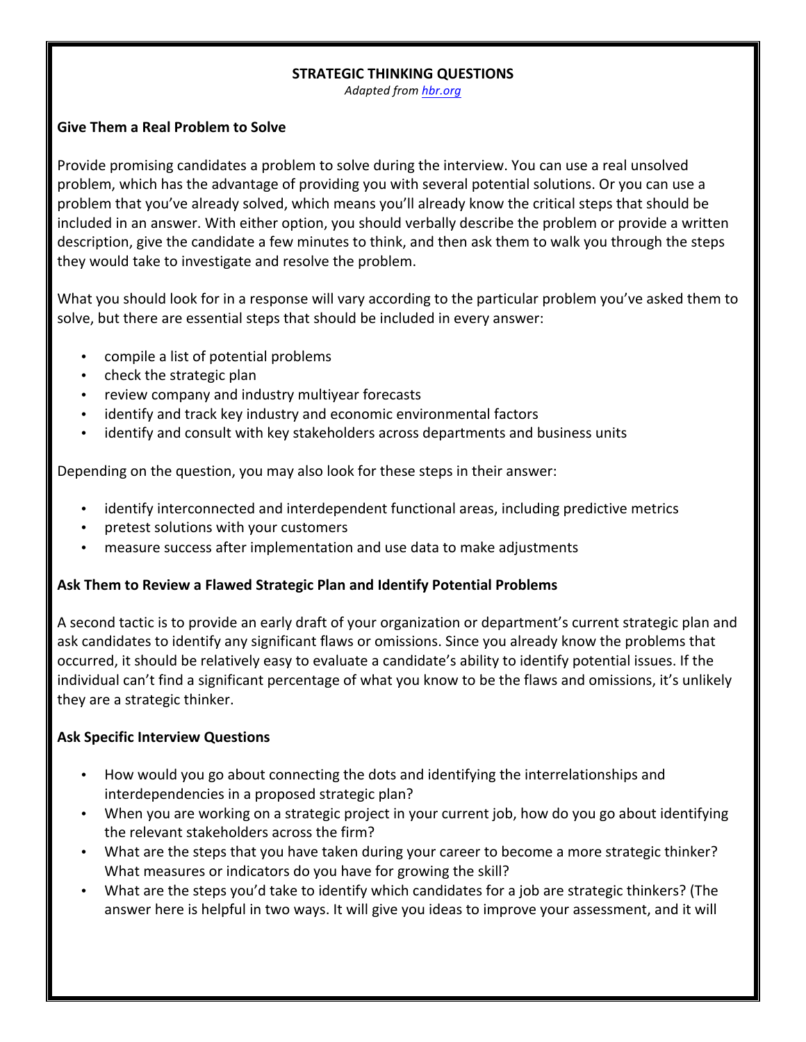# STRATEGIC THINKING QUESTIONS

*Adapted from [hbr.org](hbr.org)*

## Give Them a Real Problem to Solve

Provide promising candidates a problem to solve during the interview. You can use a real unsolved problem, which has the advantage of providing you with several potential solutions. Or you can use a problem that you've already solved, which means you'll already know the critical steps that should be included in an answer. With either option, you should verbally describe the problem or provide a written description, give the candidate a few minutes to think, and then ask them to walk you through the steps they would take to investigate and resolve the problem.

What you should look for in a response will vary according to the particular problem you've asked them to solve, but there are essential steps that should be included in every answer:

- compile a list of potential problems
- check the strategic plan
- review company and industry multiyear forecasts
- identify and track key industry and economic environmental factors
- identify and consult with key stakeholders across departments and business units

Depending on the question, you may also look for these steps in their answer:

- identify interconnected and interdependent functional areas, including predictive metrics
- pretest solutions with your customers
- measure success after implementation and use data to make adjustments

## Ask Them to Review a Flawed Strategic Plan and Identify Potential Problems

A second tactic is to provide an early draft of your organization or department's current strategic plan and ask candidates to identify any significant flaws or omissions. Since you already know the problems that occurred, it should be relatively easy to evaluate a candidate's ability to identify potential issues. If the individual can't find a significant percentage of what you know to be the flaws and omissions, it's unlikely they are a strategic thinker.

## Ask Specific Interview Questions

- How would you go about connecting the dots and identifying the interrelationships and interdependencies in a proposed strategic plan?
- When you are working on a strategic project in your current job, how do you go about identifying the relevant stakeholders across the firm?
- What are the steps that you have taken during your career to become a more strategic thinker? What measures or indicators do you have for growing the skill?
- What are the steps you'd take to identify which candidates for a job are strategic thinkers? (The answer here is helpful in two ways. It will give you ideas to improve your assessment, and it will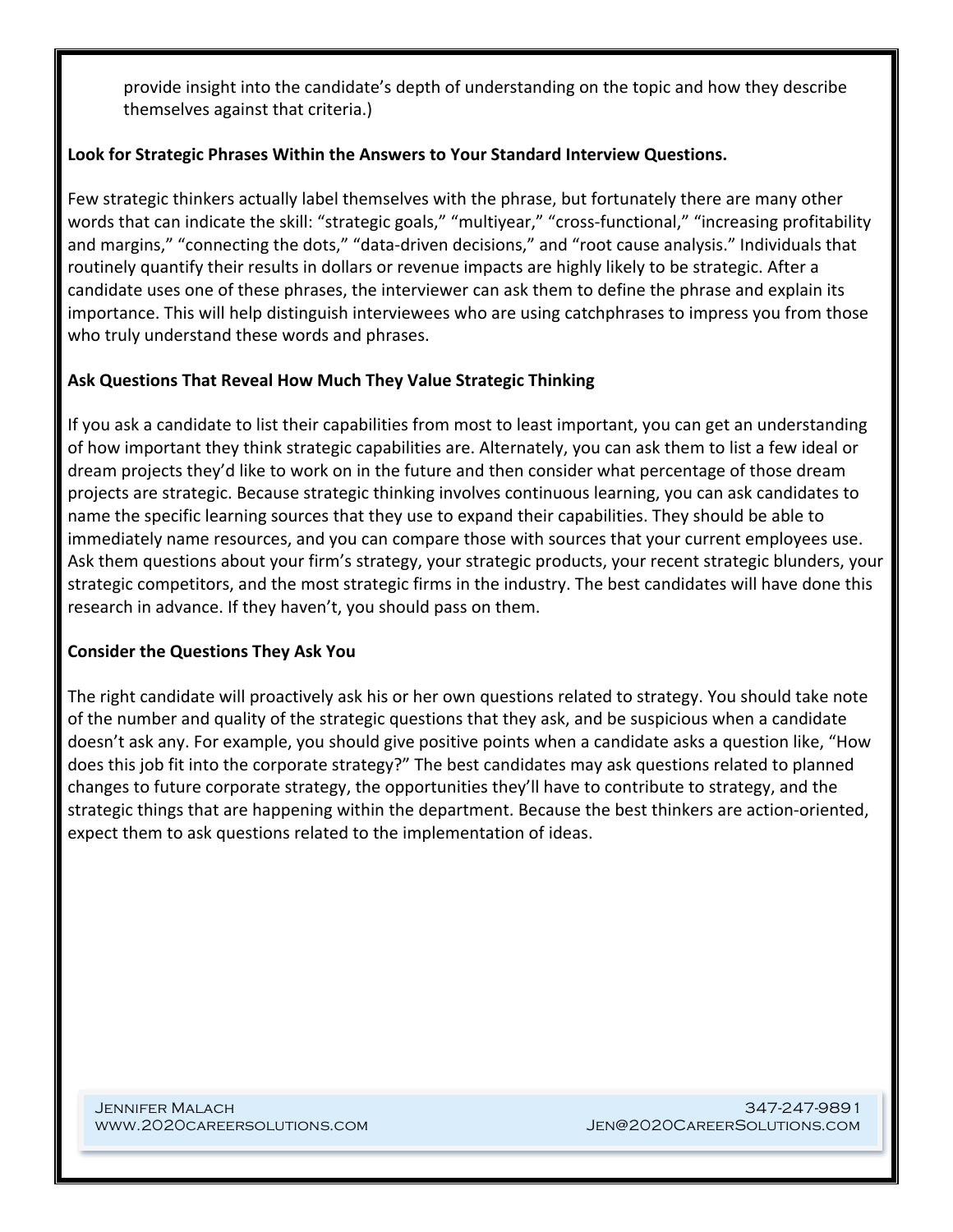provide insight into the candidate's depth of understanding on the topic and how they describe themselves against that criteria.)

**Look for Strategic Phrases Within the Answers to Your Standard Interview Questions.**

Few strategic thinkers actually label themselves with the phrase, but fortunately there are many other words that can indicate the skill: "strategic goals," "multiyear," "cross-functional," "increasing profitability and margins," "connecting the dots," "data-driven decisions," and "root cause analysis." Individuals that routinely quantify their results in dollars or revenue impacts are highly likely to be strategic. After a candidate uses one of these phrases, the interviewer can ask them to define the phrase and explain its importance. This will help distinguish interviewees who are using catchphrases to impress you from those who truly understand these words and phrases.

**Ask Questions That Reveal How Much They Value Strategic Thinking**

If you ask a candidate to list their capabilities from most to least important, you can get an understanding of how important they think strategic capabilities are. Alternately, you can ask them to list a few ideal or dream projects they'd like to work on in the future and then consider what percentage of those dream projects are strategic. Because strategic thinking involves continuous learning, you can ask candidates to name the specific learning sources that they use to expand their capabilities. They should be able to immediately name resources, and you can compare those with sources that your current employees use. Ask them questions about your firm's strategy, your strategic products, your recent strategic blunders, your strategic competitors, and the most strategic firms in the industry. The best candidates will have done this research in advance. If they haven't, you should pass on them.

**Consider the Questions They Ask You**

The right candidate will proactively ask his or her own questions related to strategy. You should take note of the number and quality of the strategic questions that they ask, and be suspicious when a candidate doesn't ask any. For example, you should give positive points when a candidate asks a question like, "How does this job fit into the corporate strategy?" The best candidates may ask questions related to planned changes to future corporate strategy, the opportunities they'll have to contribute to strategy, and the strategic things that are happening within the department. Because the best thinkers are action-oriented, expect them to ask questions related to the implementation of ideas.